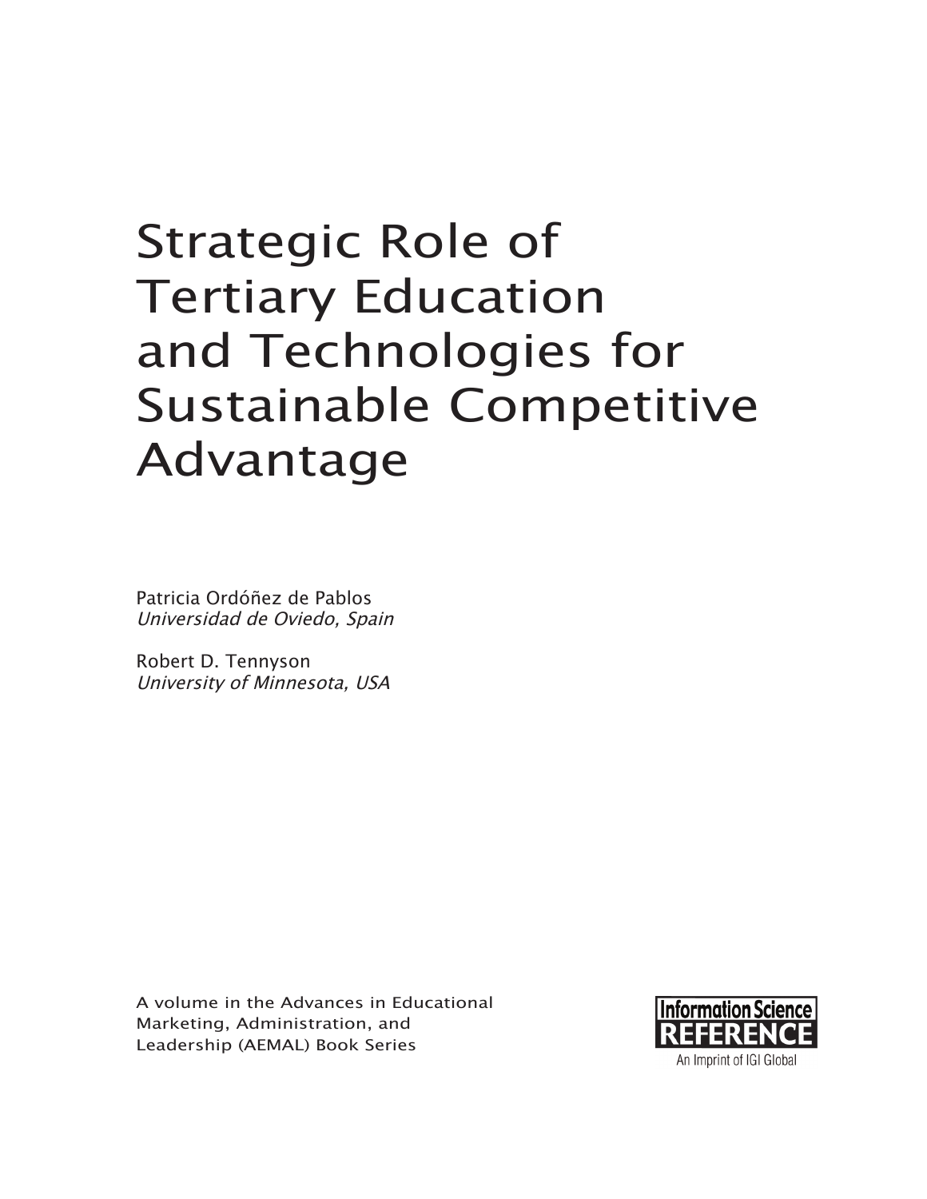# Strategic Role of Tertiary Education and Technologies for Sustainable Competitive Advantage

Patricia Ordóñez de Pablos
*Universidad de Oviedo, Spain*

Robert D. Tennyson
*University of Minnesota, USA*

A volume in the Advances in Educational Marketing, Administration, and Leadership (AEMAL) Book Series

Information Science REFERENCE
An Imprint of IGI Global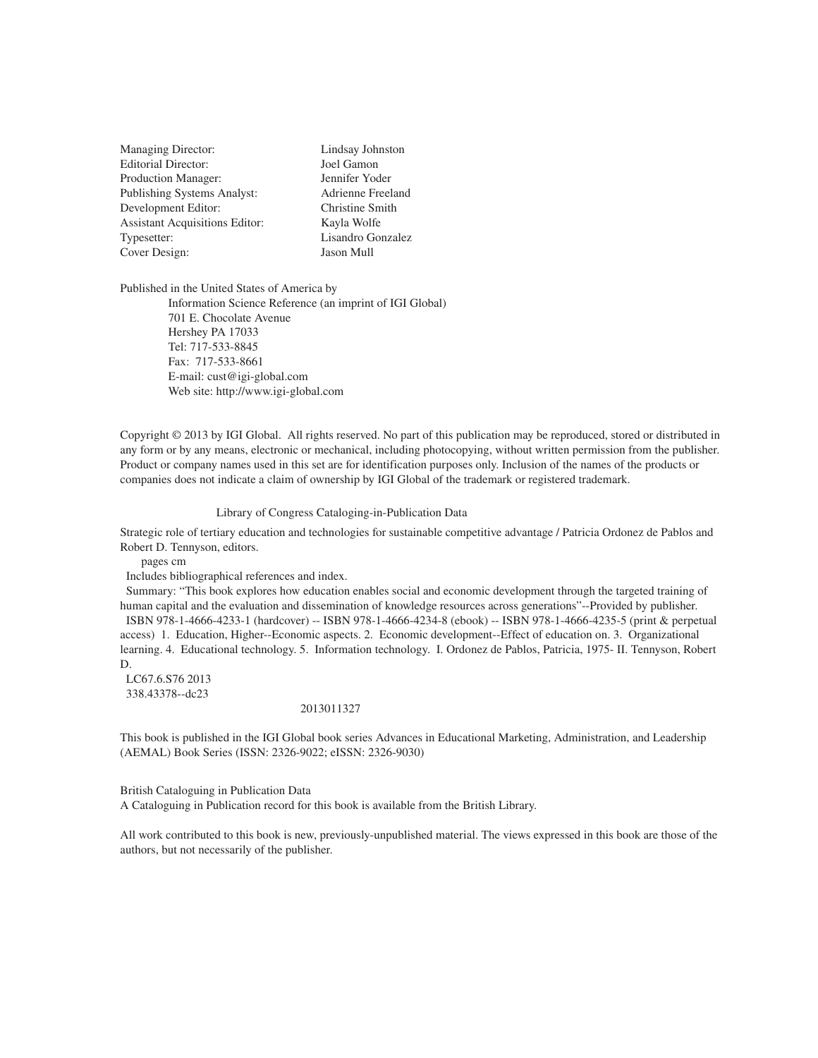| | |
|---|---|
| Managing Director: | Lindsay Johnston |
| Editorial Director: | Joel Gamon |
| Production Manager: | Jennifer Yoder |
| Publishing Systems Analyst: | Adrienne Freeland |
| Development Editor: | Christine Smith |
| Assistant Acquisitions Editor: | Kayla Wolfe |
| Typesetter: | Lisandro Gonzalez |
| Cover Design: | Jason Mull |

Published in the United States of America by
Information Science Reference (an imprint of IGI Global)
701 E. Chocolate Avenue
Hershey PA 17033
Tel: 717-533-8845
Fax: 717-533-8661
E-mail: cust@igi-global.com
Web site: http://www.igi-global.com

Copyright © 2013 by IGI Global. All rights reserved. No part of this publication may be reproduced, stored or distributed in any form or by any means, electronic or mechanical, including photocopying, without written permission from the publisher. Product or company names used in this set are for identification purposes only. Inclusion of the names of the products or companies does not indicate a claim of ownership by IGI Global of the trademark or registered trademark.

Library of Congress Cataloging-in-Publication Data

Strategic role of tertiary education and technologies for sustainable competitive advantage / Patricia Ordonez de Pablos and Robert D. Tennyson, editors.
pages cm
Includes bibliographical references and index.
Summary: "This book explores how education enables social and economic development through the targeted training of human capital and the evaluation and dissemination of knowledge resources across generations"--Provided by publisher.
ISBN 978-1-4666-4233-1 (hardcover) -- ISBN 978-1-4666-4234-8 (ebook) -- ISBN 978-1-4666-4235-5 (print & perpetual access) 1. Education, Higher--Economic aspects. 2. Economic development--Effect of education on. 3. Organizational learning. 4. Educational technology. 5. Information technology. I. Ordonez de Pablos, Patricia, 1975- II. Tennyson, Robert D.
LC67.6.S76 2013
338.43378--dc23
2013011327

This book is published in the IGI Global book series Advances in Educational Marketing, Administration, and Leadership (AEMAL) Book Series (ISSN: 2326-9022; eISSN: 2326-9030)

British Cataloguing in Publication Data
A Cataloguing in Publication record for this book is available from the British Library.

All work contributed to this book is new, previously-unpublished material. The views expressed in this book are those of the authors, but not necessarily of the publisher.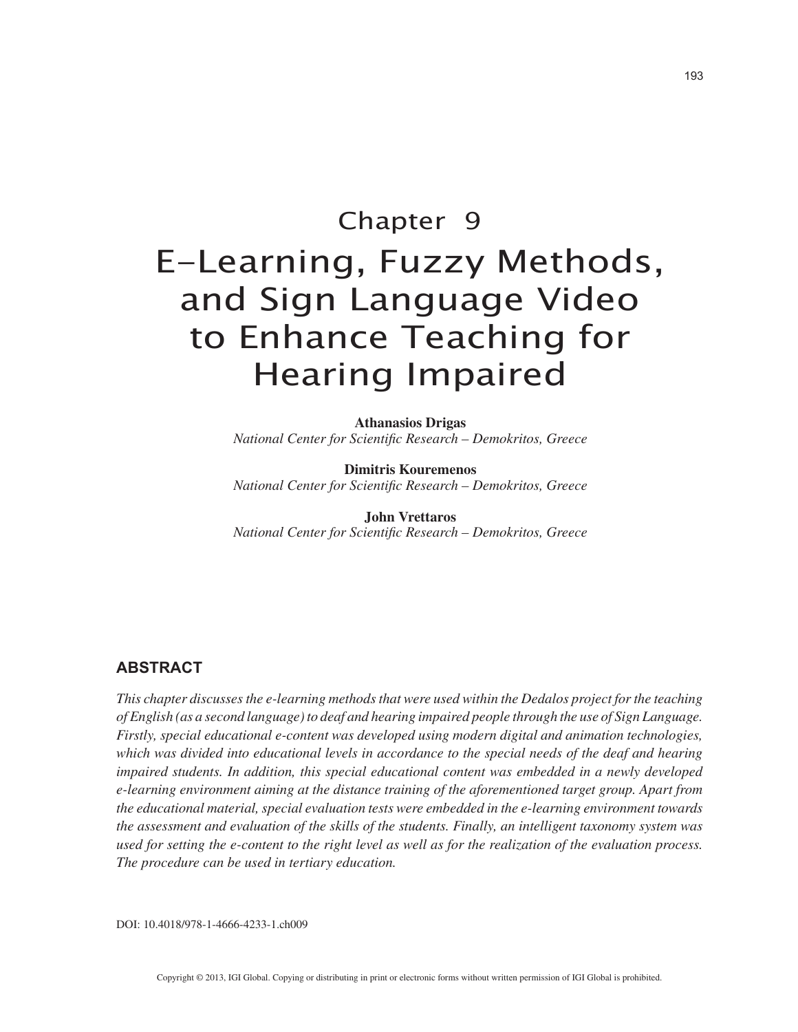# Chapter 9

# E-Learning, Fuzzy Methods, and Sign Language Video to Enhance Teaching for Hearing Impaired

**Athanasios Drigas**
*National Center for Scientific Research – Demokritos, Greece*

**Dimitris Kouremenos**
*National Center for Scientific Research – Demokritos, Greece*

**John Vrettaros**
*National Center for Scientific Research – Demokritos, Greece*

## ABSTRACT

*This chapter discusses the e-learning methods that were used within the Dedalos project for the teaching of English (as a second language) to deaf and hearing impaired people through the use of Sign Language. Firstly, special educational e-content was developed using modern digital and animation technologies, which was divided into educational levels in accordance to the special needs of the deaf and hearing impaired students. In addition, this special educational content was embedded in a newly developed e-learning environment aiming at the distance training of the aforementioned target group. Apart from the educational material, special evaluation tests were embedded in the e-learning environment towards the assessment and evaluation of the skills of the students. Finally, an intelligent taxonomy system was used for setting the e-content to the right level as well as for the realization of the evaluation process. The procedure can be used in tertiary education.*

DOI: 10.4018/978-1-4666-4233-1.ch009

Copyright © 2013, IGI Global. Copying or distributing in print or electronic forms without written permission of IGI Global is prohibited.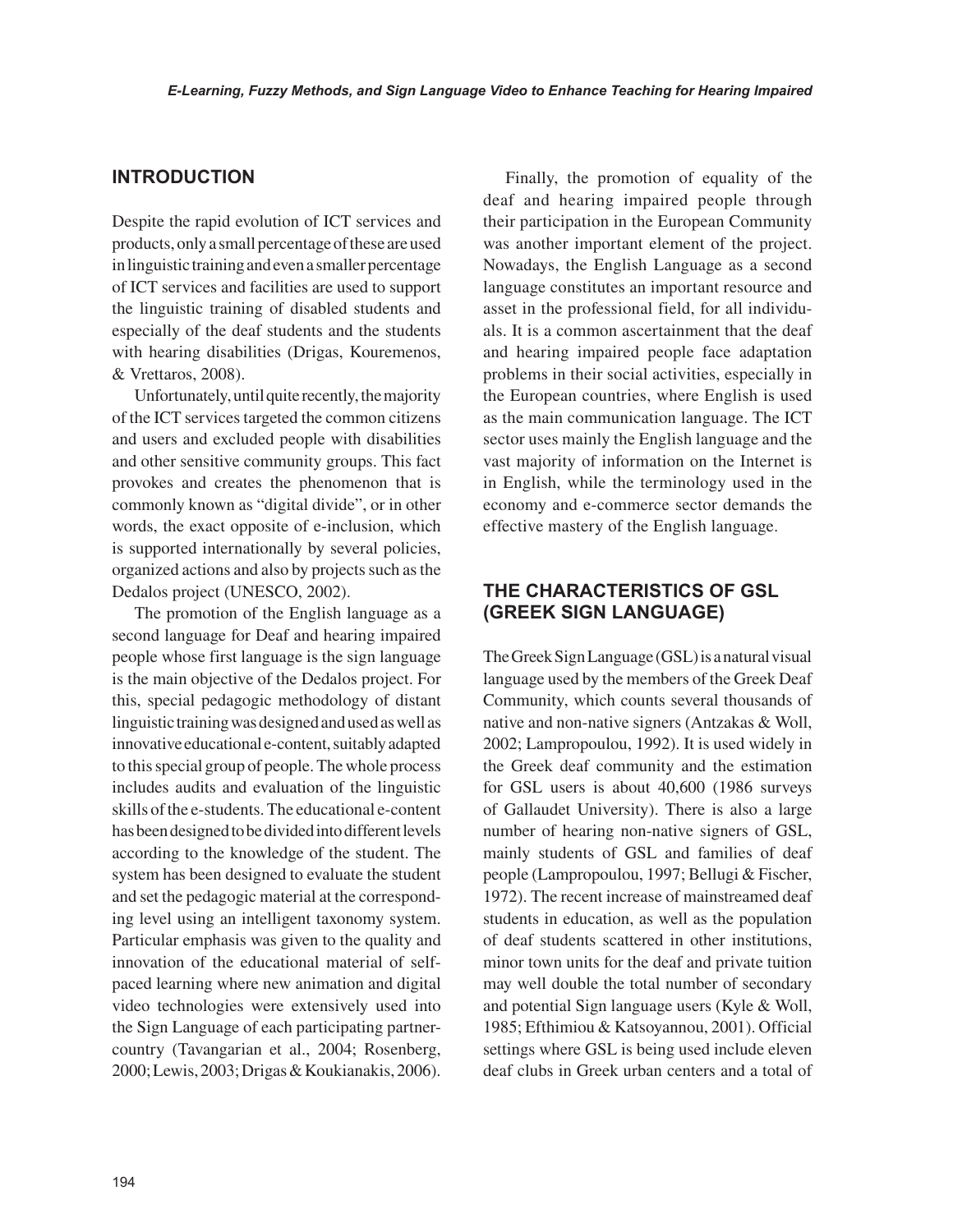## INTRODUCTION

Despite the rapid evolution of ICT services and products, only a small percentage of these are used in linguistic training and even a smaller percentage of ICT services and facilities are used to support the linguistic training of disabled students and especially of the deaf students and the students with hearing disabilities (Drigas, Kouremenos, & Vrettaros, 2008).

Unfortunately, until quite recently, the majority of the ICT services targeted the common citizens and users and excluded people with disabilities and other sensitive community groups. This fact provokes and creates the phenomenon that is commonly known as "digital divide", or in other words, the exact opposite of e-inclusion, which is supported internationally by several policies, organized actions and also by projects such as the Dedalos project (UNESCO, 2002).

The promotion of the English language as a second language for Deaf and hearing impaired people whose first language is the sign language is the main objective of the Dedalos project. For this, special pedagogic methodology of distant linguistic training was designed and used as well as innovative educational e-content, suitably adapted to this special group of people. The whole process includes audits and evaluation of the linguistic skills of the e-students. The educational e-content has been designed to be divided into different levels according to the knowledge of the student. The system has been designed to evaluate the student and set the pedagogic material at the corresponding level using an intelligent taxonomy system. Particular emphasis was given to the quality and innovation of the educational material of self-paced learning where new animation and digital video technologies were extensively used into the Sign Language of each participating partner-country (Tavangarian et al., 2004; Rosenberg, 2000; Lewis, 2003; Drigas & Koukianakis, 2006).

Finally, the promotion of equality of the deaf and hearing impaired people through their participation in the European Community was another important element of the project. Nowadays, the English Language as a second language constitutes an important resource and asset in the professional field, for all individuals. It is a common ascertainment that the deaf and hearing impaired people face adaptation problems in their social activities, especially in the European countries, where English is used as the main communication language. The ICT sector uses mainly the English language and the vast majority of information on the Internet is in English, while the terminology used in the economy and e-commerce sector demands the effective mastery of the English language.

## THE CHARACTERISTICS OF GSL (GREEK SIGN LANGUAGE)

The Greek Sign Language (GSL) is a natural visual language used by the members of the Greek Deaf Community, which counts several thousands of native and non-native signers (Antzakas & Woll, 2002; Lampropoulou, 1992). It is used widely in the Greek deaf community and the estimation for GSL users is about 40,600 (1986 surveys of Gallaudet University). There is also a large number of hearing non-native signers of GSL, mainly students of GSL and families of deaf people (Lampropoulou, 1997; Bellugi & Fischer, 1972). The recent increase of mainstreamed deaf students in education, as well as the population of deaf students scattered in other institutions, minor town units for the deaf and private tuition may well double the total number of secondary and potential Sign language users (Kyle & Woll, 1985; Efthimiou & Katsoyannou, 2001). Official settings where GSL is being used include eleven deaf clubs in Greek urban centers and a total of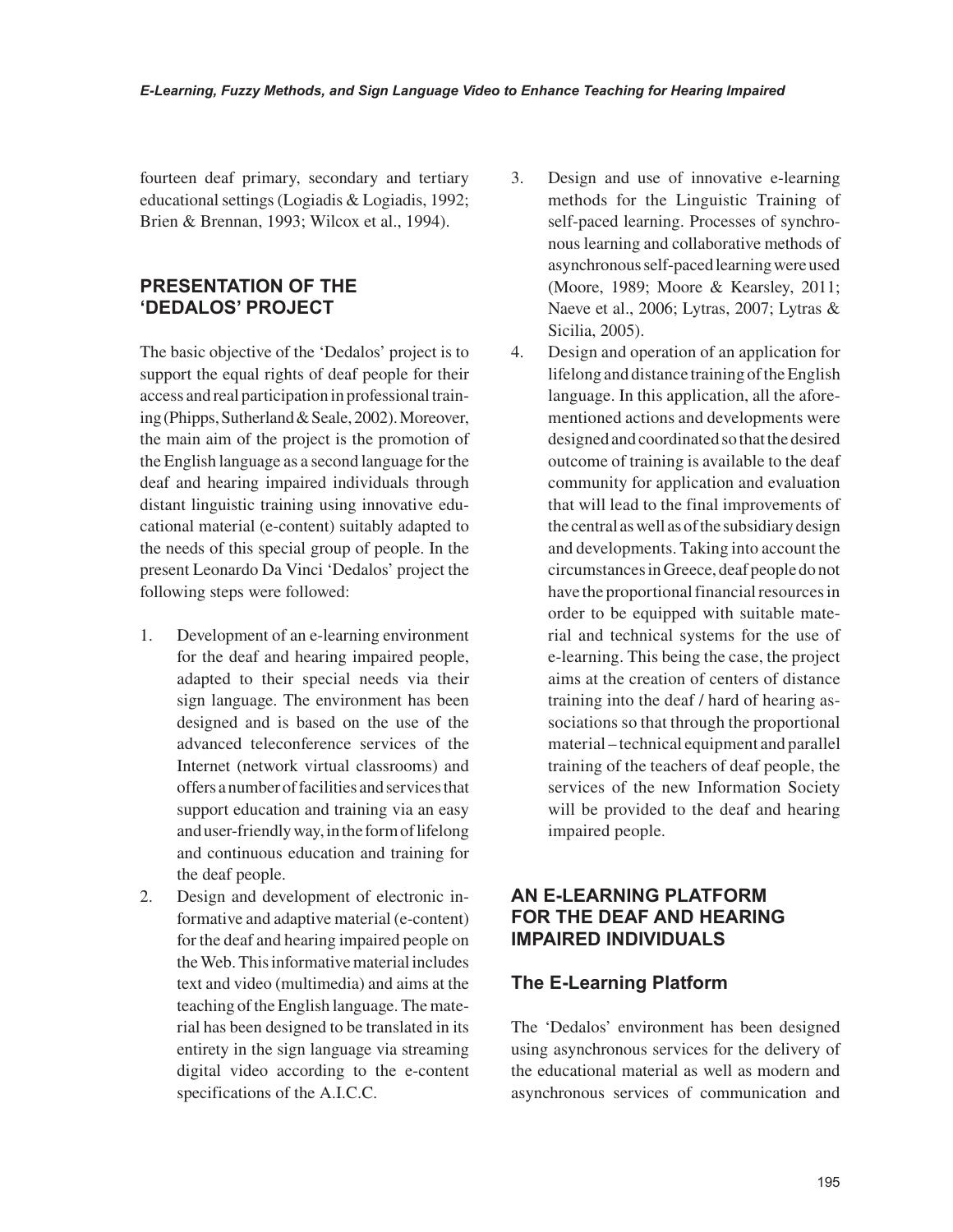fourteen deaf primary, secondary and tertiary educational settings (Logiadis & Logiadis, 1992; Brien & Brennan, 1993; Wilcox et al., 1994).

## PRESENTATION OF THE 'DEDALOS' PROJECT

The basic objective of the 'Dedalos' project is to support the equal rights of deaf people for their access and real participation in professional training (Phipps, Sutherland & Seale, 2002). Moreover, the main aim of the project is the promotion of the English language as a second language for the deaf and hearing impaired individuals through distant linguistic training using innovative educational material (e-content) suitably adapted to the needs of this special group of people. In the present Leonardo Da Vinci 'Dedalos' project the following steps were followed:

1. Development of an e-learning environment for the deaf and hearing impaired people, adapted to their special needs via their sign language. The environment has been designed and is based on the use of the advanced teleconference services of the Internet (network virtual classrooms) and offers a number of facilities and services that support education and training via an easy and user-friendly way, in the form of lifelong and continuous education and training for the deaf people.
2. Design and development of electronic informative and adaptive material (e-content) for the deaf and hearing impaired people on the Web. This informative material includes text and video (multimedia) and aims at the teaching of the English language. The material has been designed to be translated in its entirety in the sign language via streaming digital video according to the e-content specifications of the A.I.C.C.
3. Design and use of innovative e-learning methods for the Linguistic Training of self-paced learning. Processes of synchronous learning and collaborative methods of asynchronous self-paced learning were used (Moore, 1989; Moore & Kearsley, 2011; Naeve et al., 2006; Lytras, 2007; Lytras & Sicilia, 2005).
4. Design and operation of an application for lifelong and distance training of the English language. In this application, all the aforementioned actions and developments were designed and coordinated so that the desired outcome of training is available to the deaf community for application and evaluation that will lead to the final improvements of the central as well as of the subsidiary design and developments. Taking into account the circumstances in Greece, deaf people do not have the proportional financial resources in order to be equipped with suitable material and technical systems for the use of e-learning. This being the case, the project aims at the creation of centers of distance training into the deaf / hard of hearing associations so that through the proportional material – technical equipment and parallel training of the teachers of deaf people, the services of the new Information Society will be provided to the deaf and hearing impaired people.

## AN E-LEARNING PLATFORM FOR THE DEAF AND HEARING IMPAIRED INDIVIDUALS

### The E-Learning Platform

The 'Dedalos' environment has been designed using asynchronous services for the delivery of the educational material as well as modern and asynchronous services of communication and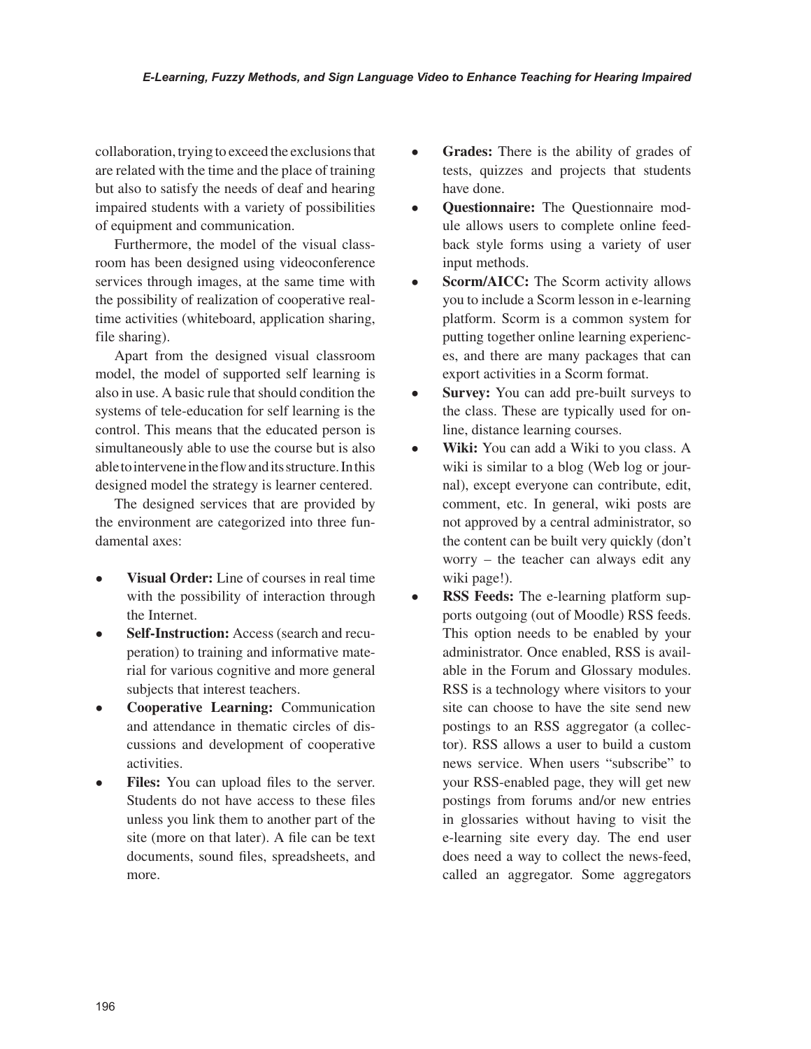collaboration, trying to exceed the exclusions that are related with the time and the place of training but also to satisfy the needs of deaf and hearing impaired students with a variety of possibilities of equipment and communication.

Furthermore, the model of the visual classroom has been designed using videoconference services through images, at the same time with the possibility of realization of cooperative real-time activities (whiteboard, application sharing, file sharing).

Apart from the designed visual classroom model, the model of supported self learning is also in use. A basic rule that should condition the systems of tele-education for self learning is the control. This means that the educated person is simultaneously able to use the course but is also able to intervene in the flow and its structure. In this designed model the strategy is learner centered.

The designed services that are provided by the environment are categorized into three fundamental axes:

- **Visual Order:** Line of courses in real time with the possibility of interaction through the Internet.
- **Self-Instruction:** Access (search and recuperation) to training and informative material for various cognitive and more general subjects that interest teachers.
- **Cooperative Learning:** Communication and attendance in thematic circles of discussions and development of cooperative activities.
- **Files:** You can upload files to the server. Students do not have access to these files unless you link them to another part of the site (more on that later). A file can be text documents, sound files, spreadsheets, and more.
- **Grades:** There is the ability of grades of tests, quizzes and projects that students have done.
- **Questionnaire:** The Questionnaire module allows users to complete online feedback style forms using a variety of user input methods.
- **Scorm/AICC:** The Scorm activity allows you to include a Scorm lesson in e-learning platform. Scorm is a common system for putting together online learning experiences, and there are many packages that can export activities in a Scorm format.
- **Survey:** You can add pre-built surveys to the class. These are typically used for online, distance learning courses.
- **Wiki:** You can add a Wiki to you class. A wiki is similar to a blog (Web log or journal), except everyone can contribute, edit, comment, etc. In general, wiki posts are not approved by a central administrator, so the content can be built very quickly (don't worry – the teacher can always edit any wiki page!).
- **RSS Feeds:** The e-learning platform supports outgoing (out of Moodle) RSS feeds. This option needs to be enabled by your administrator. Once enabled, RSS is available in the Forum and Glossary modules. RSS is a technology where visitors to your site can choose to have the site send new postings to an RSS aggregator (a collector). RSS allows a user to build a custom news service. When users "subscribe" to your RSS-enabled page, they will get new postings from forums and/or new entries in glossaries without having to visit the e-learning site every day. The end user does need a way to collect the news-feed, called an aggregator. Some aggregators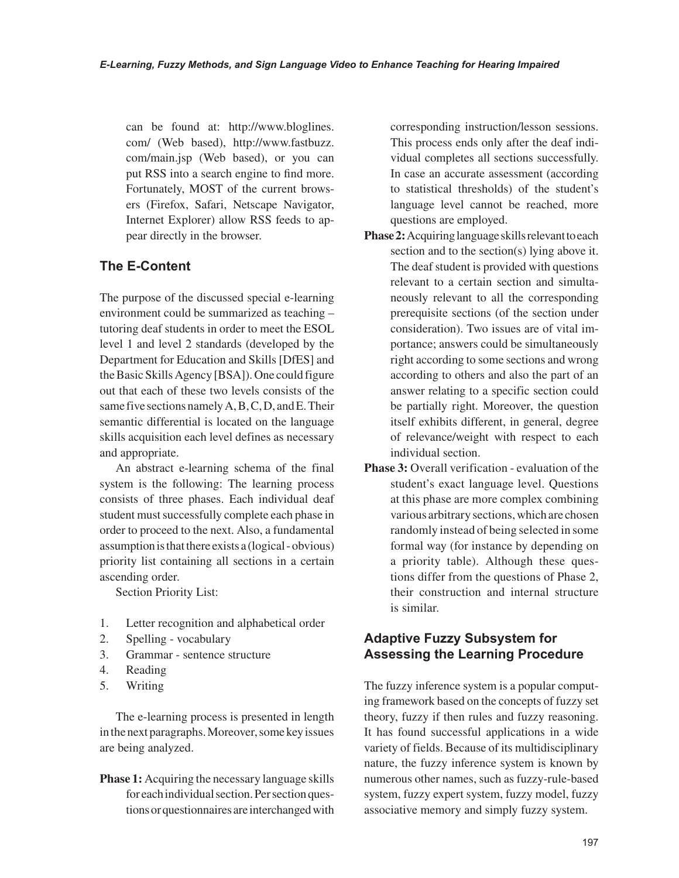can be found at: http://www.bloglines.com/ (Web based), http://www.fastbuzz.com/main.jsp (Web based), or you can put RSS into a search engine to find more. Fortunately, MOST of the current browsers (Firefox, Safari, Netscape Navigator, Internet Explorer) allow RSS feeds to appear directly in the browser.

## The E-Content

The purpose of the discussed special e-learning environment could be summarized as teaching – tutoring deaf students in order to meet the ESOL level 1 and level 2 standards (developed by the Department for Education and Skills [DfES] and the Basic Skills Agency [BSA]). One could figure out that each of these two levels consists of the same five sections namely A, B, C, D, and E. Their semantic differential is located on the language skills acquisition each level defines as necessary and appropriate.

An abstract e-learning schema of the final system is the following: The learning process consists of three phases. Each individual deaf student must successfully complete each phase in order to proceed to the next. Also, a fundamental assumption is that there exists a (logical - obvious) priority list containing all sections in a certain ascending order.

Section Priority List:

1. Letter recognition and alphabetical order
2. Spelling - vocabulary
3. Grammar - sentence structure
4. Reading
5. Writing

The e-learning process is presented in length in the next paragraphs. Moreover, some key issues are being analyzed.

**Phase 1:** Acquiring the necessary language skills for each individual section. Per section questions or questionnaires are interchanged with corresponding instruction/lesson sessions. This process ends only after the deaf individual completes all sections successfully. In case an accurate assessment (according to statistical thresholds) of the student's language level cannot be reached, more questions are employed.

**Phase 2:** Acquiring language skills relevant to each section and to the section(s) lying above it. The deaf student is provided with questions relevant to a certain section and simultaneously relevant to all the corresponding prerequisite sections (of the section under consideration). Two issues are of vital importance; answers could be simultaneously right according to some sections and wrong according to others and also the part of an answer relating to a specific section could be partially right. Moreover, the question itself exhibits different, in general, degree of relevance/weight with respect to each individual section.

**Phase 3:** Overall verification - evaluation of the student's exact language level. Questions at this phase are more complex combining various arbitrary sections, which are chosen randomly instead of being selected in some formal way (for instance by depending on a priority table). Although these questions differ from the questions of Phase 2, their construction and internal structure is similar.

## Adaptive Fuzzy Subsystem for Assessing the Learning Procedure

The fuzzy inference system is a popular computing framework based on the concepts of fuzzy set theory, fuzzy if then rules and fuzzy reasoning. It has found successful applications in a wide variety of fields. Because of its multidisciplinary nature, the fuzzy inference system is known by numerous other names, such as fuzzy-rule-based system, fuzzy expert system, fuzzy model, fuzzy associative memory and simply fuzzy system.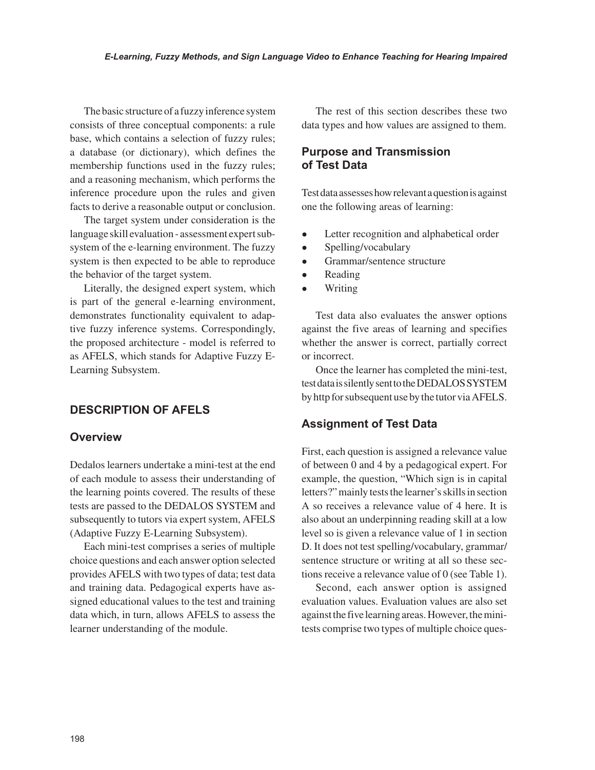The basic structure of a fuzzy inference system consists of three conceptual components: a rule base, which contains a selection of fuzzy rules; a database (or dictionary), which defines the membership functions used in the fuzzy rules; and a reasoning mechanism, which performs the inference procedure upon the rules and given facts to derive a reasonable output or conclusion.

The target system under consideration is the language skill evaluation - assessment expert subsystem of the e-learning environment. The fuzzy system is then expected to be able to reproduce the behavior of the target system.

Literally, the designed expert system, which is part of the general e-learning environment, demonstrates functionality equivalent to adaptive fuzzy inference systems. Correspondingly, the proposed architecture - model is referred to as AFELS, which stands for Adaptive Fuzzy E-Learning Subsystem.

## DESCRIPTION OF AFELS

### Overview

Dedalos learners undertake a mini-test at the end of each module to assess their understanding of the learning points covered. The results of these tests are passed to the DEDALOS SYSTEM and subsequently to tutors via expert system, AFELS (Adaptive Fuzzy E-Learning Subsystem).

Each mini-test comprises a series of multiple choice questions and each answer option selected provides AFELS with two types of data; test data and training data. Pedagogical experts have assigned educational values to the test and training data which, in turn, allows AFELS to assess the learner understanding of the module.

The rest of this section describes these two data types and how values are assigned to them.

### Purpose and Transmission of Test Data

Test data assesses how relevant a question is against one the following areas of learning:

- Letter recognition and alphabetical order
- Spelling/vocabulary
- Grammar/sentence structure
- Reading
- Writing

Test data also evaluates the answer options against the five areas of learning and specifies whether the answer is correct, partially correct or incorrect.

Once the learner has completed the mini-test, test data is silently sent to the DEDALOS SYSTEM by http for subsequent use by the tutor via AFELS.

### Assignment of Test Data

First, each question is assigned a relevance value of between 0 and 4 by a pedagogical expert. For example, the question, "Which sign is in capital letters?" mainly tests the learner's skills in section A so receives a relevance value of 4 here. It is also about an underpinning reading skill at a low level so is given a relevance value of 1 in section D. It does not test spelling/vocabulary, grammar/sentence structure or writing at all so these sections receive a relevance value of 0 (see Table 1).

Second, each answer option is assigned evaluation values. Evaluation values are also set against the five learning areas. However, the mini-tests comprise two types of multiple choice ques-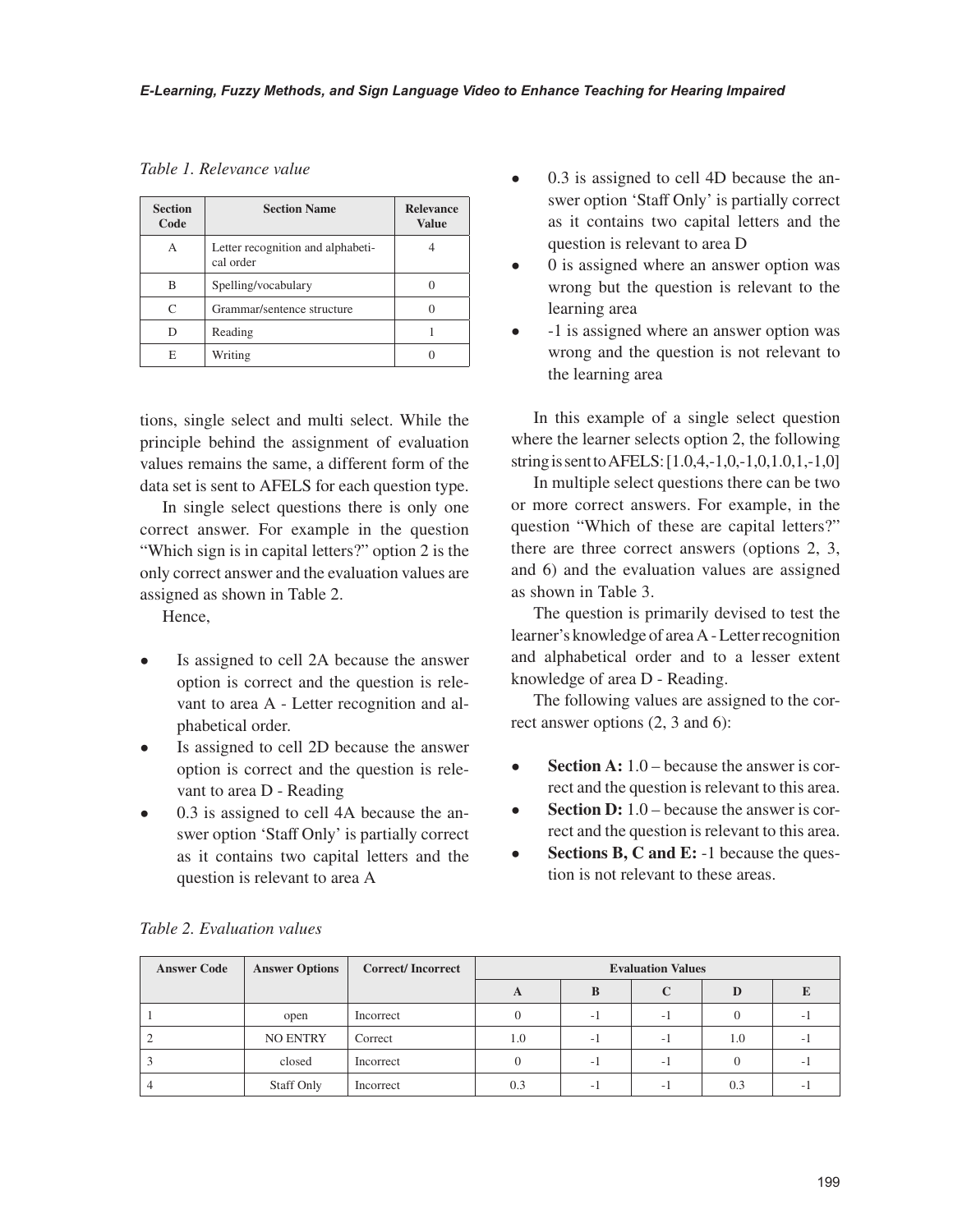*Table 1. Relevance value*

| Section Code | Section Name | Relevance Value |
|---|---|---|
| A | Letter recognition and alphabetical order | 4 |
| B | Spelling/vocabulary | 0 |
| C | Grammar/sentence structure | 0 |
| D | Reading | 1 |
| E | Writing | 0 |

tions, single select and multi select. While the principle behind the assignment of evaluation values remains the same, a different form of the data set is sent to AFELS for each question type.

In single select questions there is only one correct answer. For example in the question "Which sign is in capital letters?" option 2 is the only correct answer and the evaluation values are assigned as shown in Table 2.

Hence,

- Is assigned to cell 2A because the answer option is correct and the question is relevant to area A - Letter recognition and alphabetical order.
- Is assigned to cell 2D because the answer option is correct and the question is relevant to area D - Reading
- 0.3 is assigned to cell 4A because the answer option 'Staff Only' is partially correct as it contains two capital letters and the question is relevant to area A
- 0.3 is assigned to cell 4D because the answer option 'Staff Only' is partially correct as it contains two capital letters and the question is relevant to area D
- 0 is assigned where an answer option was wrong but the question is relevant to the learning area
- -1 is assigned where an answer option was wrong and the question is not relevant to the learning area

In this example of a single select question where the learner selects option 2, the following string is sent to AFELS: [1.0,4,-1,0,-1,0,1.0,1,-1,0]

In multiple select questions there can be two or more correct answers. For example, in the question "Which of these are capital letters?" there are three correct answers (options 2, 3, and 6) and the evaluation values are assigned as shown in Table 3.

The question is primarily devised to test the learner's knowledge of area A - Letter recognition and alphabetical order and to a lesser extent knowledge of area D - Reading.

The following values are assigned to the correct answer options (2, 3 and 6):

- **Section A:** 1.0 – because the answer is correct and the question is relevant to this area.
- **Section D:** 1.0 – because the answer is correct and the question is relevant to this area.
- **Sections B, C and E:** -1 because the question is not relevant to these areas.

*Table 2. Evaluation values*

| Answer Code | Answer Options | Correct/ Incorrect | Evaluation Values | | | | |
|---|---|---|---|---|---|---|---|
| | | | A | B | C | D | E |
| 1 | open | Incorrect | 0 | -1 | -1 | 0 | -1 |
| 2 | NO ENTRY | Correct | 1.0 | -1 | -1 | 1.0 | -1 |
| 3 | closed | Incorrect | 0 | -1 | -1 | 0 | -1 |
| 4 | Staff Only | Incorrect | 0.3 | -1 | -1 | 0.3 | -1 |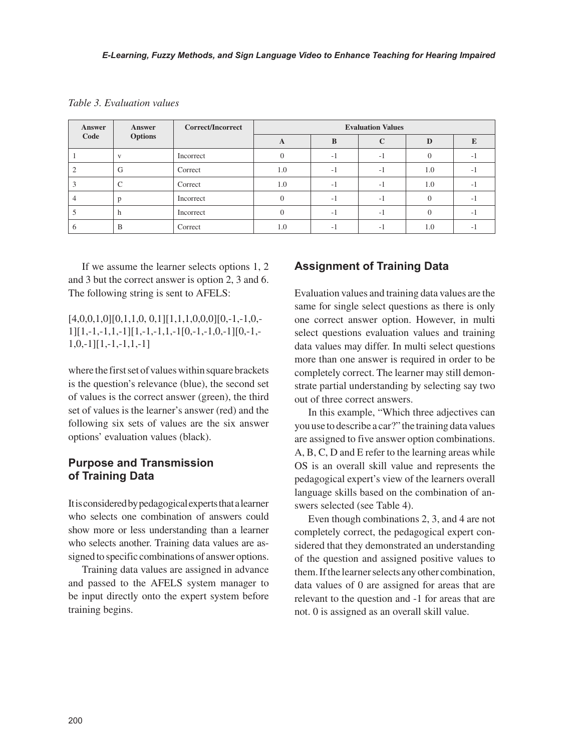*Table 3. Evaluation values*

| Answer Code | Answer Options | Correct/Incorrect | Evaluation Values | | | | |
|---|---|---|---|---|---|---|---|
| | | | A | B | C | D | E |
| 1 | v | Incorrect | 0 | -1 | -1 | 0 | -1 |
| 2 | G | Correct | 1.0 | -1 | -1 | 1.0 | -1 |
| 3 | C | Correct | 1.0 | -1 | -1 | 1.0 | -1 |
| 4 | p | Incorrect | 0 | -1 | -1 | 0 | -1 |
| 5 | h | Incorrect | 0 | -1 | -1 | 0 | -1 |
| 6 | B | Correct | 1.0 | -1 | -1 | 1.0 | -1 |

If we assume the learner selects options 1, 2 and 3 but the correct answer is option 2, 3 and 6. The following string is sent to AFELS:

[4,0,0,1,0][0,1,1,0, 0,1][1,1,1,0,0,0][0,-1,-1,0,-1][1,-1,-1,1,-1][1,-1,-1,1,-1[0,-1,-1,0,-1][0,-1,-1,0,-1][1,-1,-1,1,-1]

where the first set of values within square brackets is the question's relevance (blue), the second set of values is the correct answer (green), the third set of values is the learner's answer (red) and the following six sets of values are the six answer options' evaluation values (black).

## Purpose and Transmission of Training Data

It is considered by pedagogical experts that a learner who selects one combination of answers could show more or less understanding than a learner who selects another. Training data values are assigned to specific combinations of answer options.

Training data values are assigned in advance and passed to the AFELS system manager to be input directly onto the expert system before training begins.

## Assignment of Training Data

Evaluation values and training data values are the same for single select questions as there is only one correct answer option. However, in multi select questions evaluation values and training data values may differ. In multi select questions more than one answer is required in order to be completely correct. The learner may still demonstrate partial understanding by selecting say two out of three correct answers.

In this example, "Which three adjectives can you use to describe a car?" the training data values are assigned to five answer option combinations. A, B, C, D and E refer to the learning areas while OS is an overall skill value and represents the pedagogical expert's view of the learners overall language skills based on the combination of answers selected (see Table 4).

Even though combinations 2, 3, and 4 are not completely correct, the pedagogical expert considered that they demonstrated an understanding of the question and assigned positive values to them. If the learner selects any other combination, data values of 0 are assigned for areas that are relevant to the question and -1 for areas that are not. 0 is assigned as an overall skill value.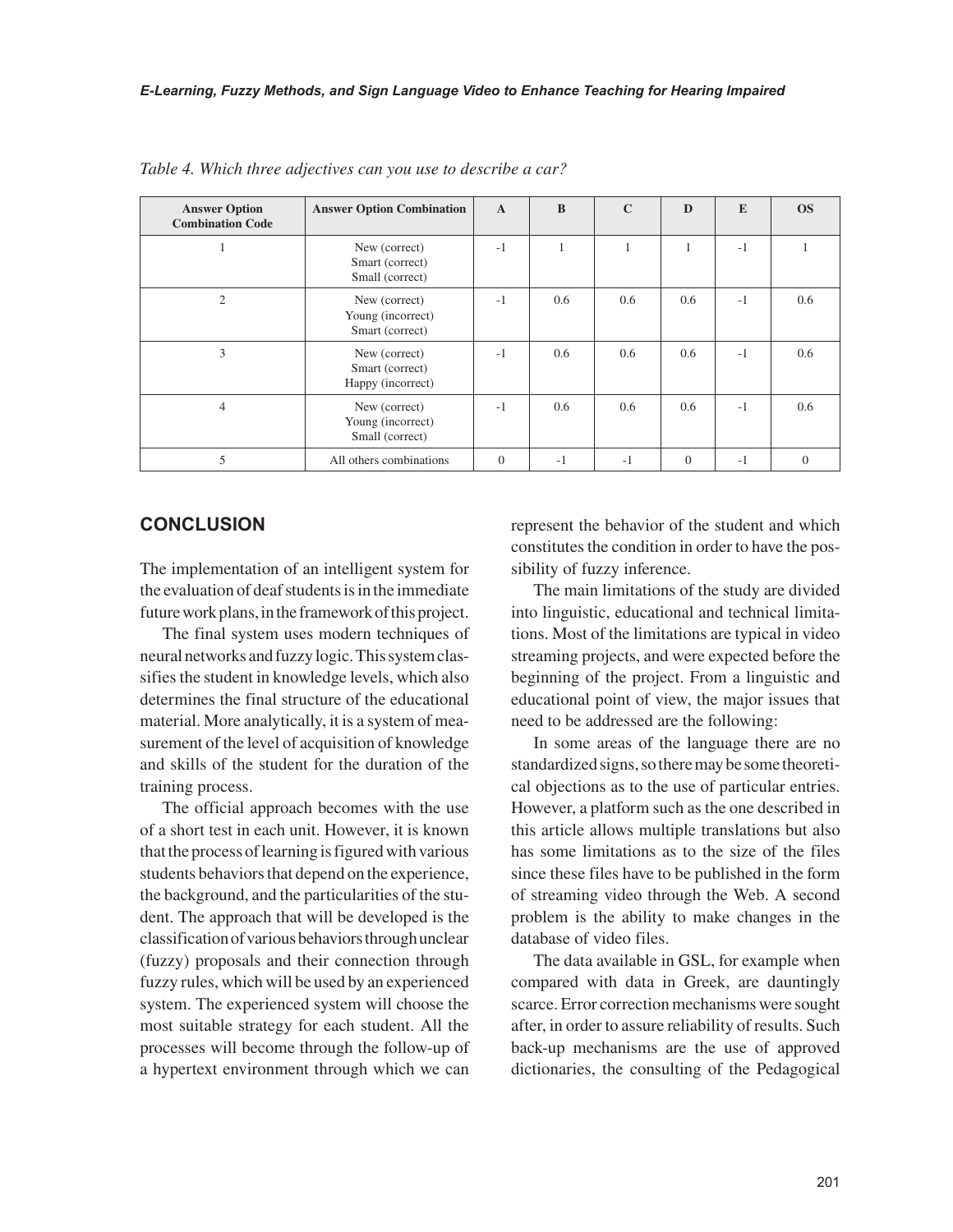*Table 4. Which three adjectives can you use to describe a car?*

| Answer Option Combination Code | Answer Option Combination | A | B | C | D | E | OS |
|---|---|---|---|---|---|---|---|
| 1 | New (correct)<br>Smart (correct)<br>Small (correct) | -1 | 1 | 1 | 1 | -1 | 1 |
| 2 | New (correct)<br>Young (incorrect)<br>Smart (correct) | -1 | 0.6 | 0.6 | 0.6 | -1 | 0.6 |
| 3 | New (correct)<br>Smart (correct)<br>Happy (incorrect) | -1 | 0.6 | 0.6 | 0.6 | -1 | 0.6 |
| 4 | New (correct)<br>Young (incorrect)<br>Small (correct) | -1 | 0.6 | 0.6 | 0.6 | -1 | 0.6 |
| 5 | All others combinations | 0 | -1 | -1 | 0 | -1 | 0 |

## CONCLUSION

The implementation of an intelligent system for the evaluation of deaf students is in the immediate future work plans, in the framework of this project.

The final system uses modern techniques of neural networks and fuzzy logic. This system classifies the student in knowledge levels, which also determines the final structure of the educational material. More analytically, it is a system of measurement of the level of acquisition of knowledge and skills of the student for the duration of the training process.

The official approach becomes with the use of a short test in each unit. However, it is known that the process of learning is figured with various students behaviors that depend on the experience, the background, and the particularities of the student. The approach that will be developed is the classification of various behaviors through unclear (fuzzy) proposals and their connection through fuzzy rules, which will be used by an experienced system. The experienced system will choose the most suitable strategy for each student. All the processes will become through the follow-up of a hypertext environment through which we can represent the behavior of the student and which constitutes the condition in order to have the possibility of fuzzy inference.

The main limitations of the study are divided into linguistic, educational and technical limitations. Most of the limitations are typical in video streaming projects, and were expected before the beginning of the project. From a linguistic and educational point of view, the major issues that need to be addressed are the following:

In some areas of the language there are no standardized signs, so there may be some theoretical objections as to the use of particular entries. However, a platform such as the one described in this article allows multiple translations but also has some limitations as to the size of the files since these files have to be published in the form of streaming video through the Web. A second problem is the ability to make changes in the database of video files.

The data available in GSL, for example when compared with data in Greek, are dauntingly scarce. Error correction mechanisms were sought after, in order to assure reliability of results. Such back-up mechanisms are the use of approved dictionaries, the consulting of the Pedagogical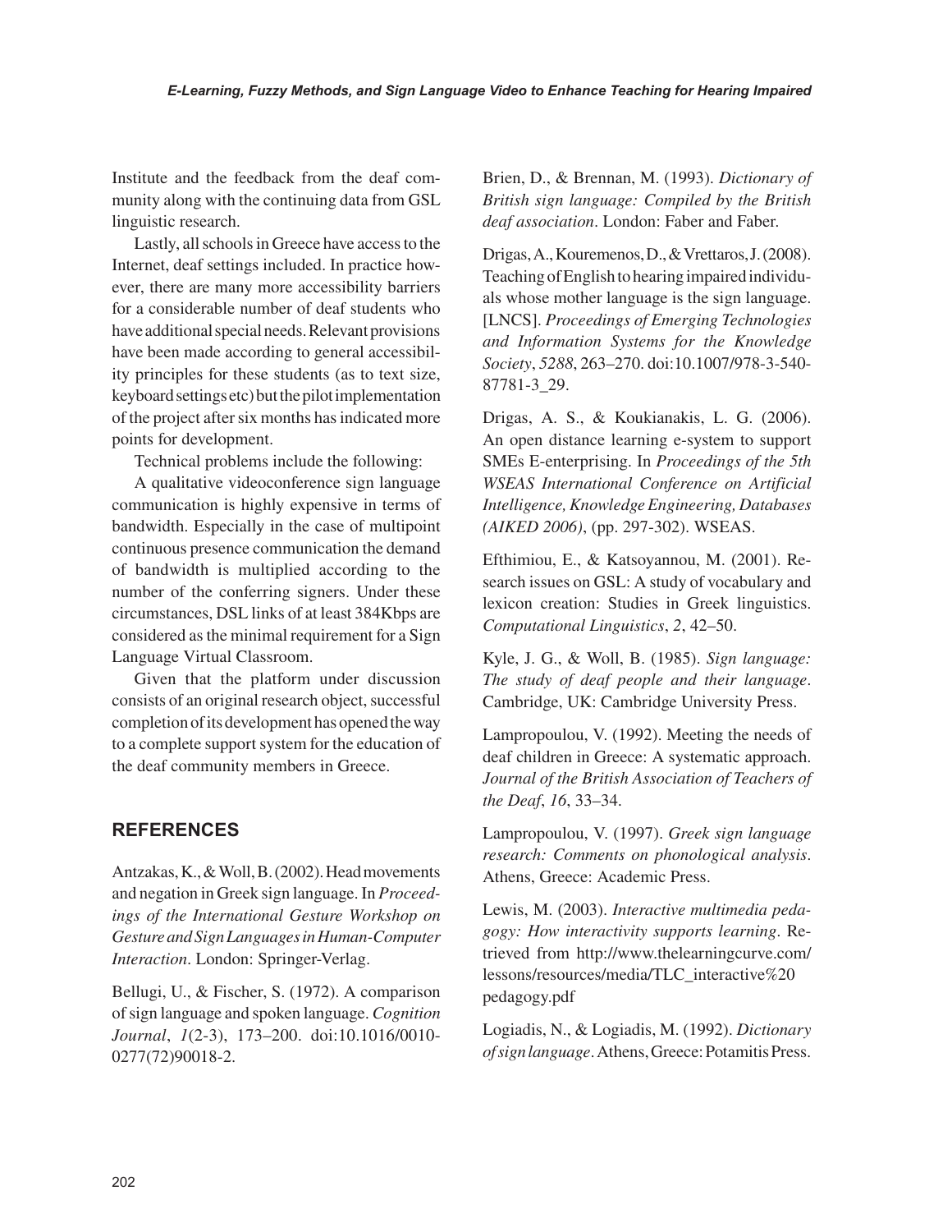Institute and the feedback from the deaf community along with the continuing data from GSL linguistic research.

Lastly, all schools in Greece have access to the Internet, deaf settings included. In practice however, there are many more accessibility barriers for a considerable number of deaf students who have additional special needs. Relevant provisions have been made according to general accessibility principles for these students (as to text size, keyboard settings etc) but the pilot implementation of the project after six months has indicated more points for development.

Technical problems include the following:

A qualitative videoconference sign language communication is highly expensive in terms of bandwidth. Especially in the case of multipoint continuous presence communication the demand of bandwidth is multiplied according to the number of the conferring signers. Under these circumstances, DSL links of at least 384Kbps are considered as the minimal requirement for a Sign Language Virtual Classroom.

Given that the platform under discussion consists of an original research object, successful completion of its development has opened the way to a complete support system for the education of the deaf community members in Greece.

## REFERENCES

Antzakas, K., & Woll, B. (2002). Head movements and negation in Greek sign language. In *Proceedings of the International Gesture Workshop on Gesture and Sign Languages in Human-Computer Interaction*. London: Springer-Verlag.

Bellugi, U., & Fischer, S. (1972). A comparison of sign language and spoken language. *Cognition Journal*, *1*(2-3), 173–200. doi:10.1016/0010-0277(72)90018-2.

Brien, D., & Brennan, M. (1993). *Dictionary of British sign language: Compiled by the British deaf association*. London: Faber and Faber.

Drigas, A., Kouremenos, D., & Vrettaros, J. (2008). Teaching of English to hearing impaired individuals whose mother language is the sign language. [LNCS]. *Proceedings of Emerging Technologies and Information Systems for the Knowledge Society*, *5288*, 263–270. doi:10.1007/978-3-540-87781-3_29.

Drigas, A. S., & Koukianakis, L. G. (2006). An open distance learning e-system to support SMEs E-enterprising. In *Proceedings of the 5th WSEAS International Conference on Artificial Intelligence, Knowledge Engineering, Databases (AIKED 2006)*, (pp. 297-302). WSEAS.

Efthimiou, E., & Katsoyannou, M. (2001). Research issues on GSL: A study of vocabulary and lexicon creation: Studies in Greek linguistics. *Computational Linguistics*, *2*, 42–50.

Kyle, J. G., & Woll, B. (1985). *Sign language: The study of deaf people and their language*. Cambridge, UK: Cambridge University Press.

Lampropoulou, V. (1992). Meeting the needs of deaf children in Greece: A systematic approach. *Journal of the British Association of Teachers of the Deaf*, *16*, 33–34.

Lampropoulou, V. (1997). *Greek sign language research: Comments on phonological analysis*. Athens, Greece: Academic Press.

Lewis, M. (2003). *Interactive multimedia pedagogy: How interactivity supports learning*. Retrieved from http://www.thelearningcurve.com/lessons/resources/media/TLC_interactive%20pedagogy.pdf

Logiadis, N., & Logiadis, M. (1992). *Dictionary of sign language*. Athens, Greece: Potamitis Press.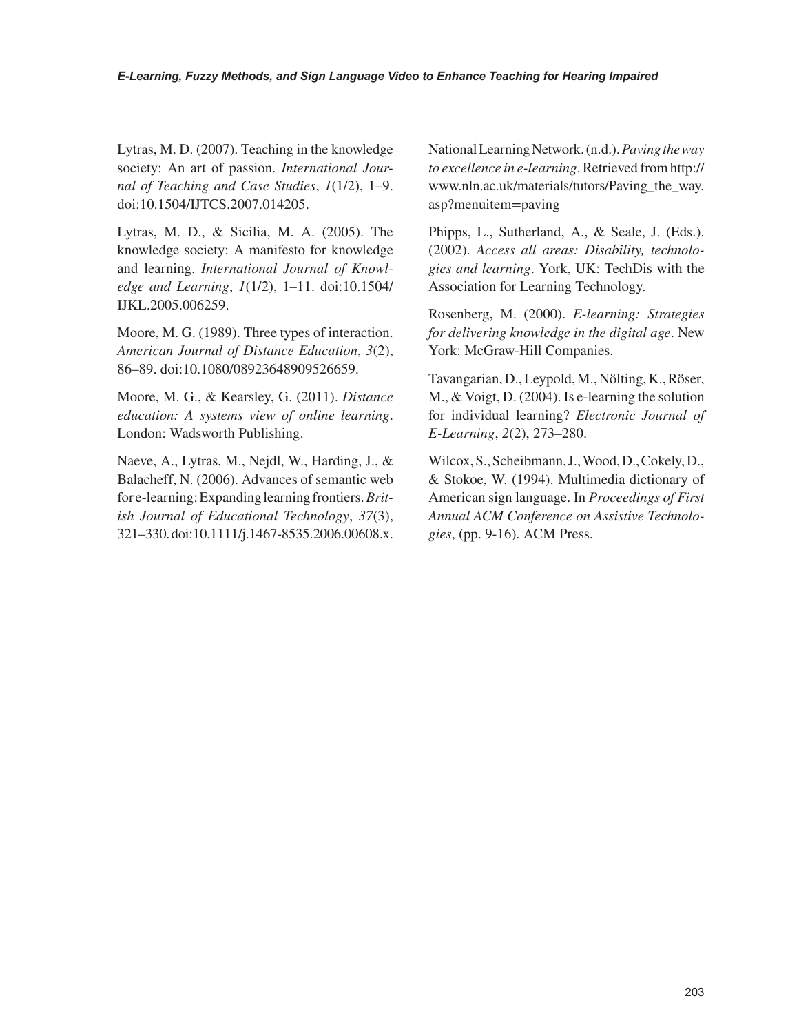Lytras, M. D. (2007). Teaching in the knowledge society: An art of passion. *International Journal of Teaching and Case Studies*, *1*(1/2), 1–9. doi:10.1504/IJTCS.2007.014205.

Lytras, M. D., & Sicilia, M. A. (2005). The knowledge society: A manifesto for knowledge and learning. *International Journal of Knowledge and Learning*, *1*(1/2), 1–11. doi:10.1504/IJKL.2005.006259.

Moore, M. G. (1989). Three types of interaction. *American Journal of Distance Education*, *3*(2), 86–89. doi:10.1080/08923648909526659.

Moore, M. G., & Kearsley, G. (2011). *Distance education: A systems view of online learning*. London: Wadsworth Publishing.

Naeve, A., Lytras, M., Nejdl, W., Harding, J., & Balacheff, N. (2006). Advances of semantic web for e-learning: Expanding learning frontiers. *British Journal of Educational Technology*, *37*(3), 321–330. doi:10.1111/j.1467-8535.2006.00608.x.

National Learning Network. (n.d.). *Paving the way to excellence in e-learning*. Retrieved from http://www.nln.ac.uk/materials/tutors/Paving_the_way.asp?menuitem=paving

Phipps, L., Sutherland, A., & Seale, J. (Eds.). (2002). *Access all areas: Disability, technologies and learning*. York, UK: TechDis with the Association for Learning Technology.

Rosenberg, M. (2000). *E-learning: Strategies for delivering knowledge in the digital age*. New York: McGraw-Hill Companies.

Tavangarian, D., Leypold, M., Nölting, K., Röser, M., & Voigt, D. (2004). Is e-learning the solution for individual learning? *Electronic Journal of E-Learning*, *2*(2), 273–280.

Wilcox, S., Scheibmann, J., Wood, D., Cokely, D., & Stokoe, W. (1994). Multimedia dictionary of American sign language. In *Proceedings of First Annual ACM Conference on Assistive Technologies*, (pp. 9-16). ACM Press.